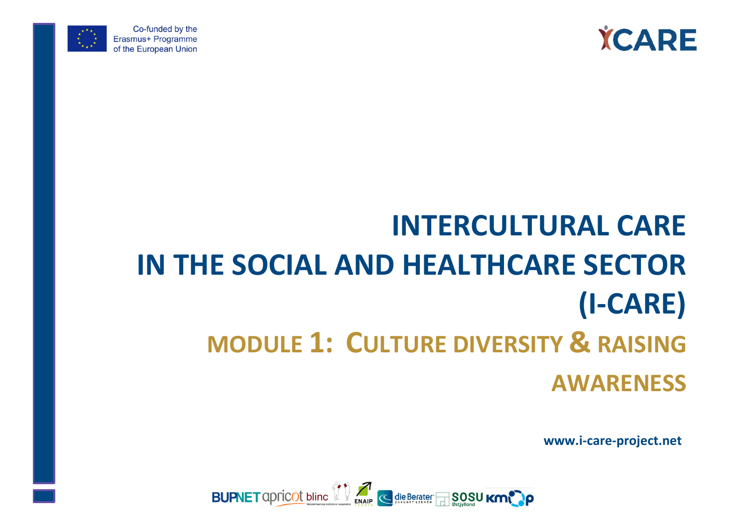Co-funded by the Erasmus+ Programme of the European Union

# INTERCULTURAL CARE IN THE SOCIAL AND HEALTHCARE SECTOR (I-CARE)

## MODULE 1: CULTURE DIVERSITY & RAISING AWARENESS

**www.i-care-project.net**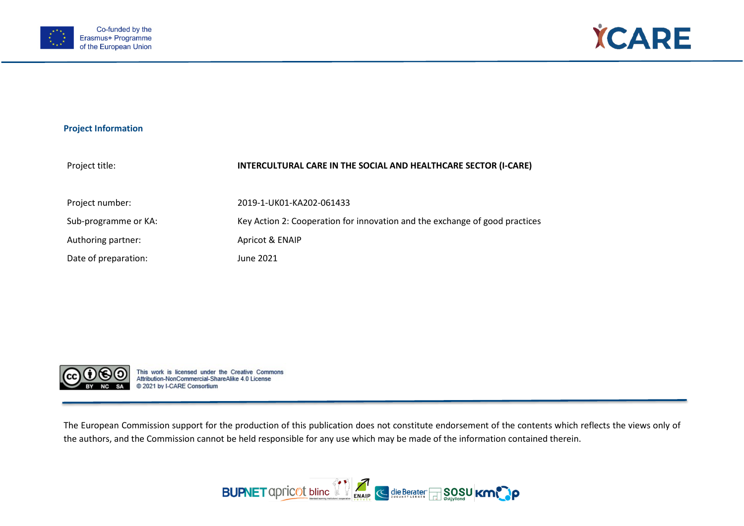## Project Information

| | |
|---|---|
| Project title: | **INTERCULTURAL CARE IN THE SOCIAL AND HEALTHCARE SECTOR (I-CARE)** |
| Project number: | 2019-1-UK01-KA202-061433 |
| Sub-programme or KA: | Key Action 2: Cooperation for innovation and the exchange of good practices |
| Authoring partner: | Apricot & ENAIP |
| Date of preparation: | June 2021 |

This work is licensed under the Creative Commons Attribution-NonCommercial-ShareAlike 4.0 License
© 2021 by I-CARE Consortium

The European Commission support for the production of this publication does not constitute endorsement of the contents which reflects the views only of the authors, and the Commission cannot be held responsible for any use which may be made of the information contained therein.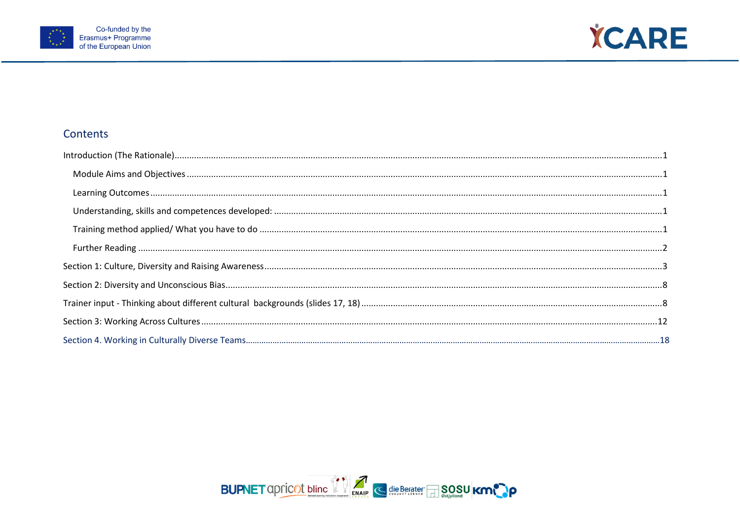## Contents

Introduction (The Rationale) .......... 1

- Module Aims and Objectives .......... 1
- Learning Outcomes .......... 1
- Understanding, skills and competences developed: .......... 1
- Training method applied/ What you have to do .......... 1
- Further Reading .......... 2

Section 1: Culture, Diversity and Raising Awareness .......... 3

Section 2: Diversity and Unconscious Bias .......... 8

Trainer input - Thinking about different cultural backgrounds (slides 17, 18) .......... 8

Section 3: Working Across Cultures .......... 12

Section 4. Working in Culturally Diverse Teams .......... 18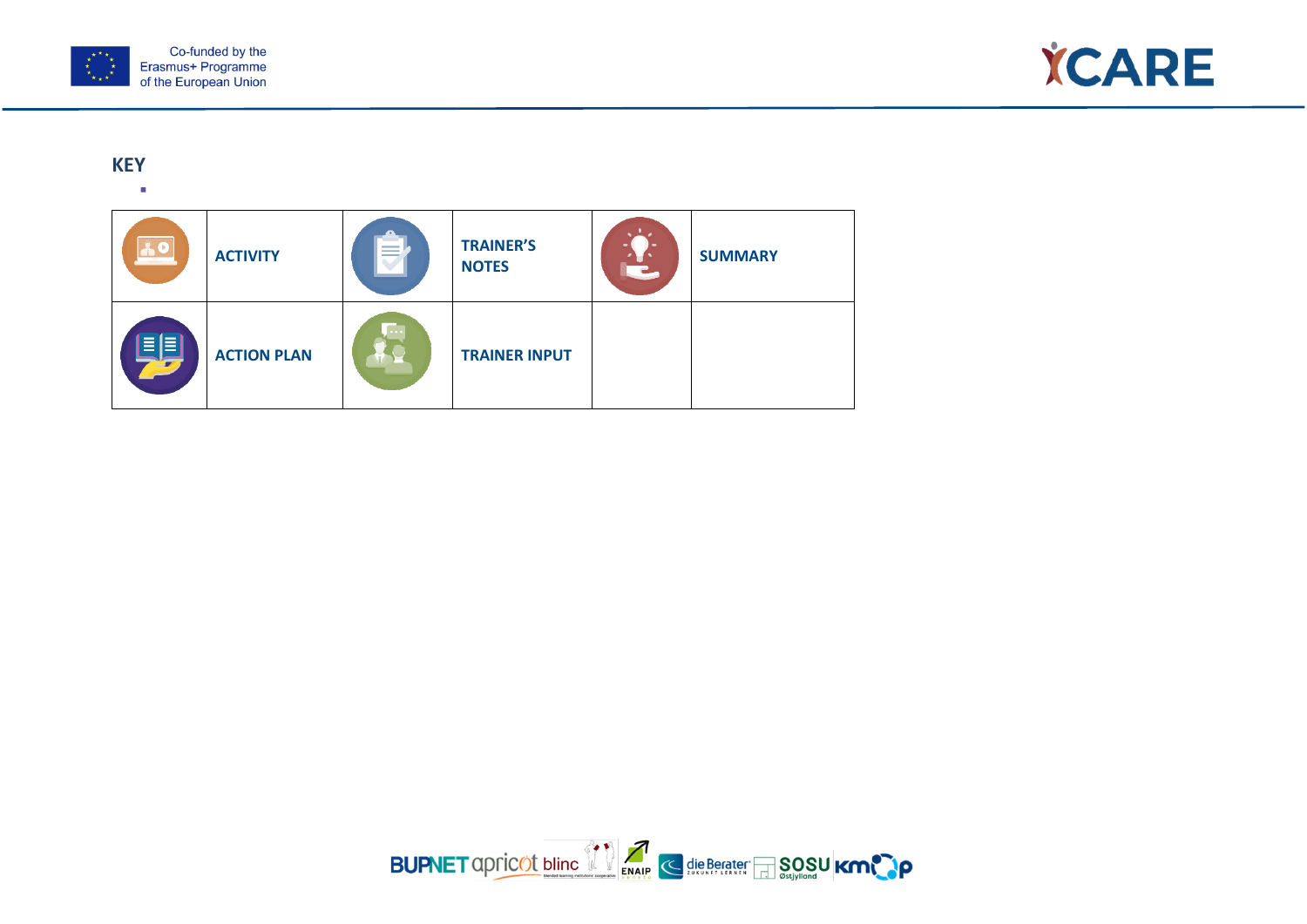## KEY

| | | | | | |
|---|---|---|---|---|---|
| | **ACTIVITY** | | **TRAINER'S NOTES** | | **SUMMARY** |
| | **ACTION PLAN** | | **TRAINER INPUT** | | |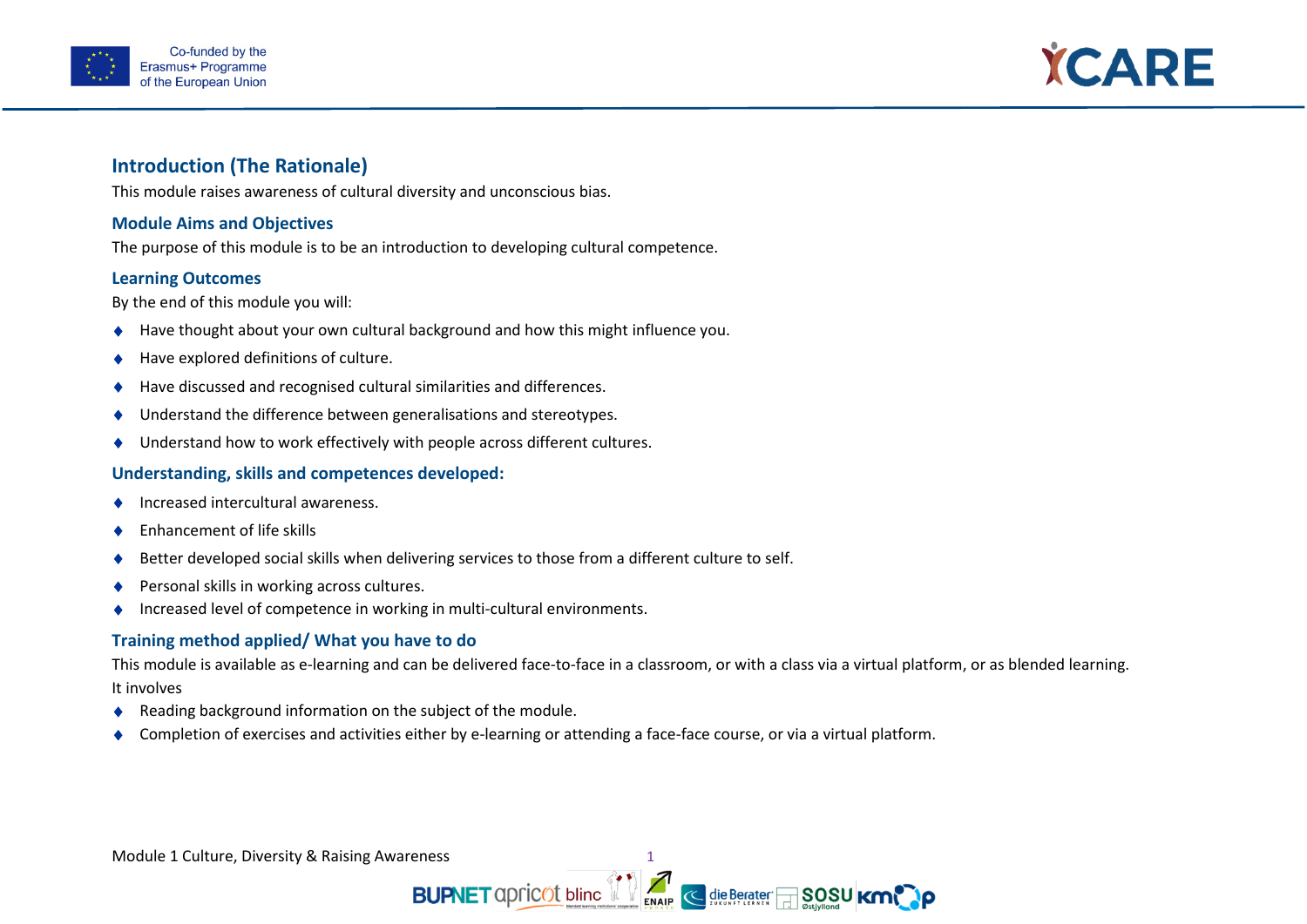## Introduction (The Rationale)

This module raises awareness of cultural diversity and unconscious bias.

### Module Aims and Objectives

The purpose of this module is to be an introduction to developing cultural competence.

### Learning Outcomes

By the end of this module you will:

- Have thought about your own cultural background and how this might influence you.
- Have explored definitions of culture.
- Have discussed and recognised cultural similarities and differences.
- Understand the difference between generalisations and stereotypes.
- Understand how to work effectively with people across different cultures.

### Understanding, skills and competences developed:

- Increased intercultural awareness.
- Enhancement of life skills
- Better developed social skills when delivering services to those from a different culture to self.
- Personal skills in working across cultures.
- Increased level of competence in working in multi-cultural environments.

### Training method applied/ What you have to do

This module is available as e-learning and can be delivered face-to-face in a classroom, or with a class via a virtual platform, or as blended learning.

It involves

- Reading background information on the subject of the module.
- Completion of exercises and activities either by e-learning or attending a face-face course, or via a virtual platform.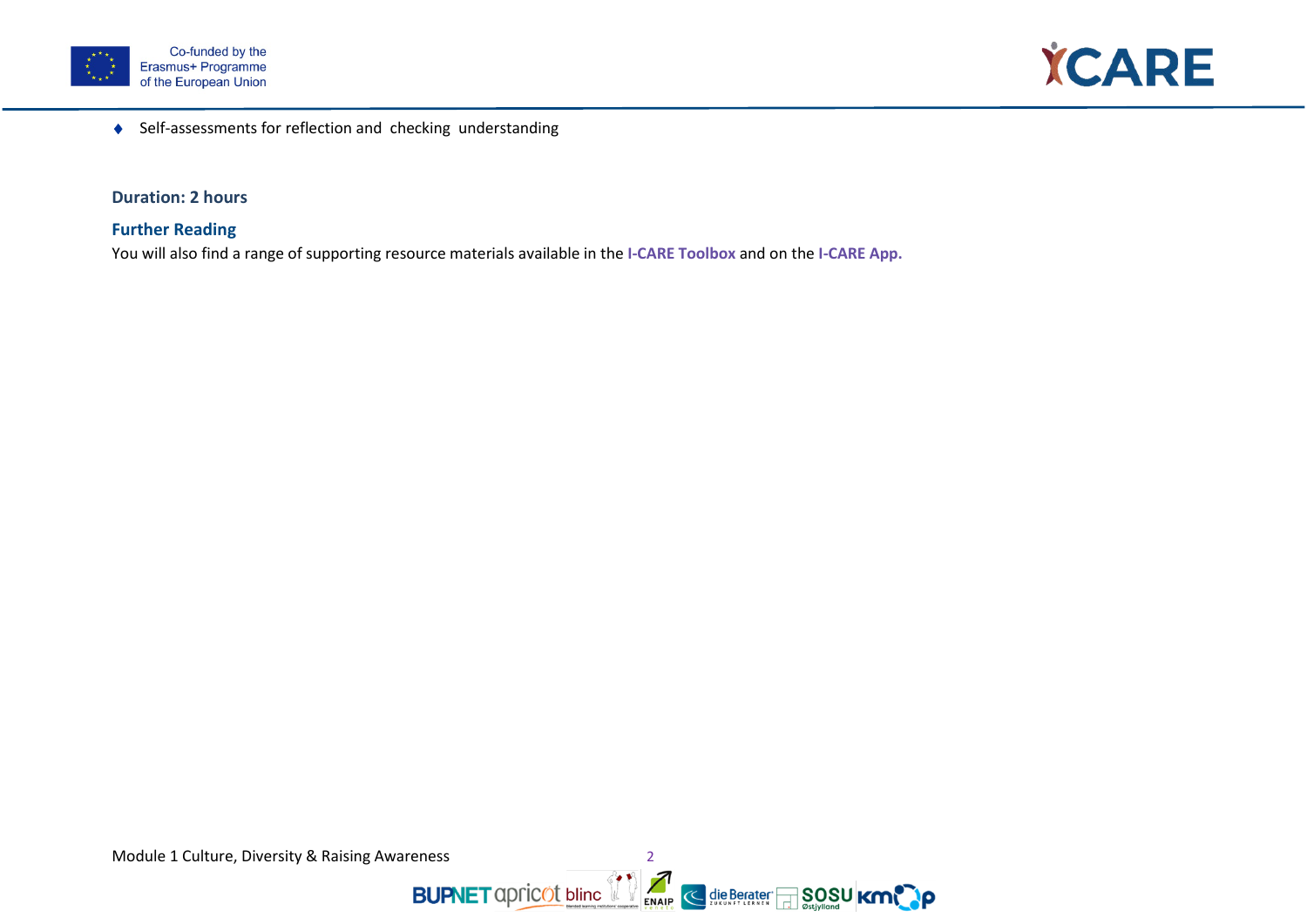- Self-assessments for reflection and checking understanding

**Duration: 2 hours**

## Further Reading

You will also find a range of supporting resource materials available in the **I-CARE Toolbox** and on the **I-CARE App.**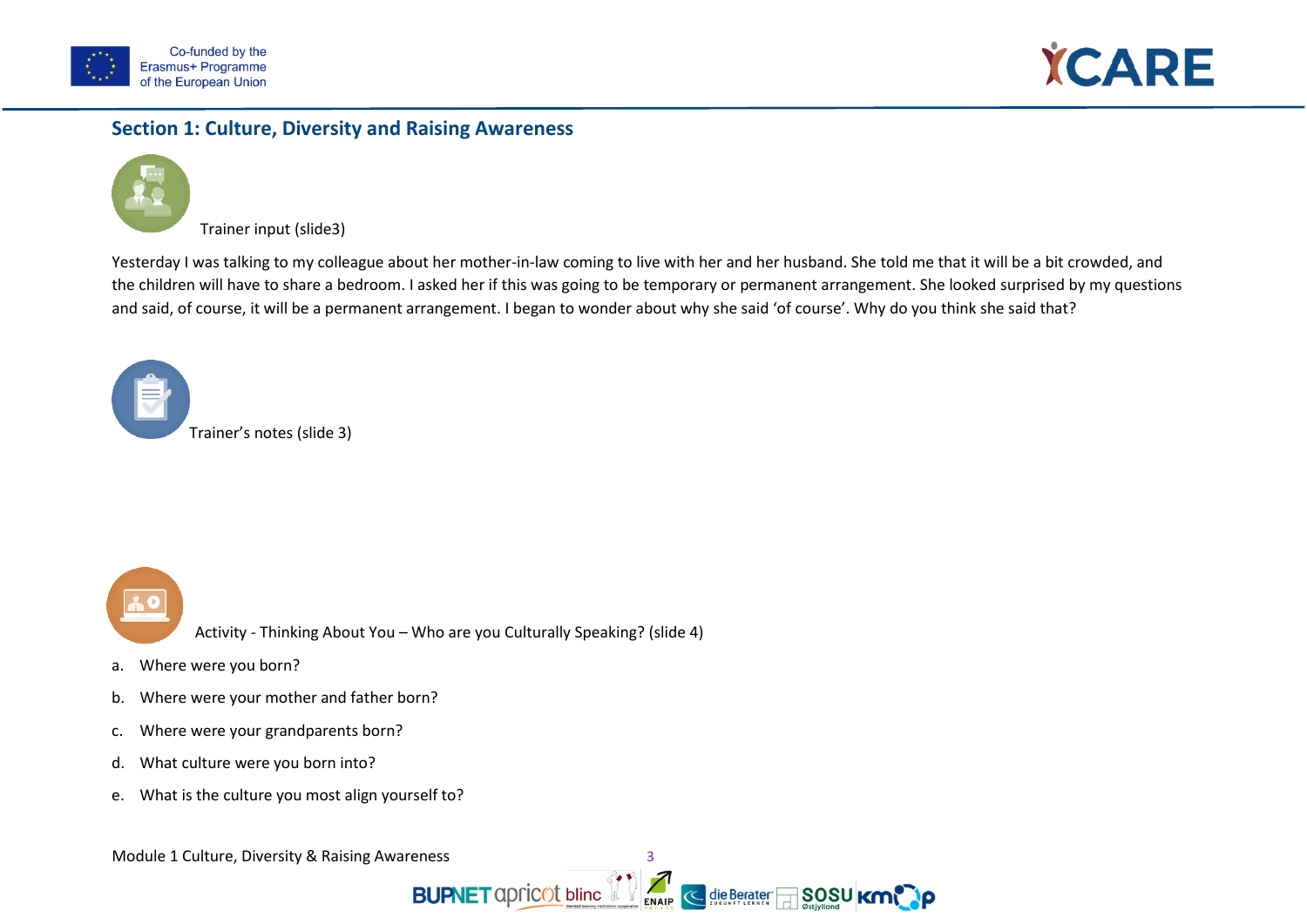## Section 1: Culture, Diversity and Raising Awareness

Trainer input (slide3)

Yesterday I was talking to my colleague about her mother-in-law coming to live with her and her husband. She told me that it will be a bit crowded, and the children will have to share a bedroom. I asked her if this was going to be temporary or permanent arrangement. She looked surprised by my questions and said, of course, it will be a permanent arrangement. I began to wonder about why she said 'of course'. Why do you think she said that?

Trainer's notes (slide 3)

Activity - Thinking About You – Who are you Culturally Speaking? (slide 4)

a. Where were you born?

b. Where were your mother and father born?

c. Where were your grandparents born?

d. What culture were you born into?

e. What is the culture you most align yourself to?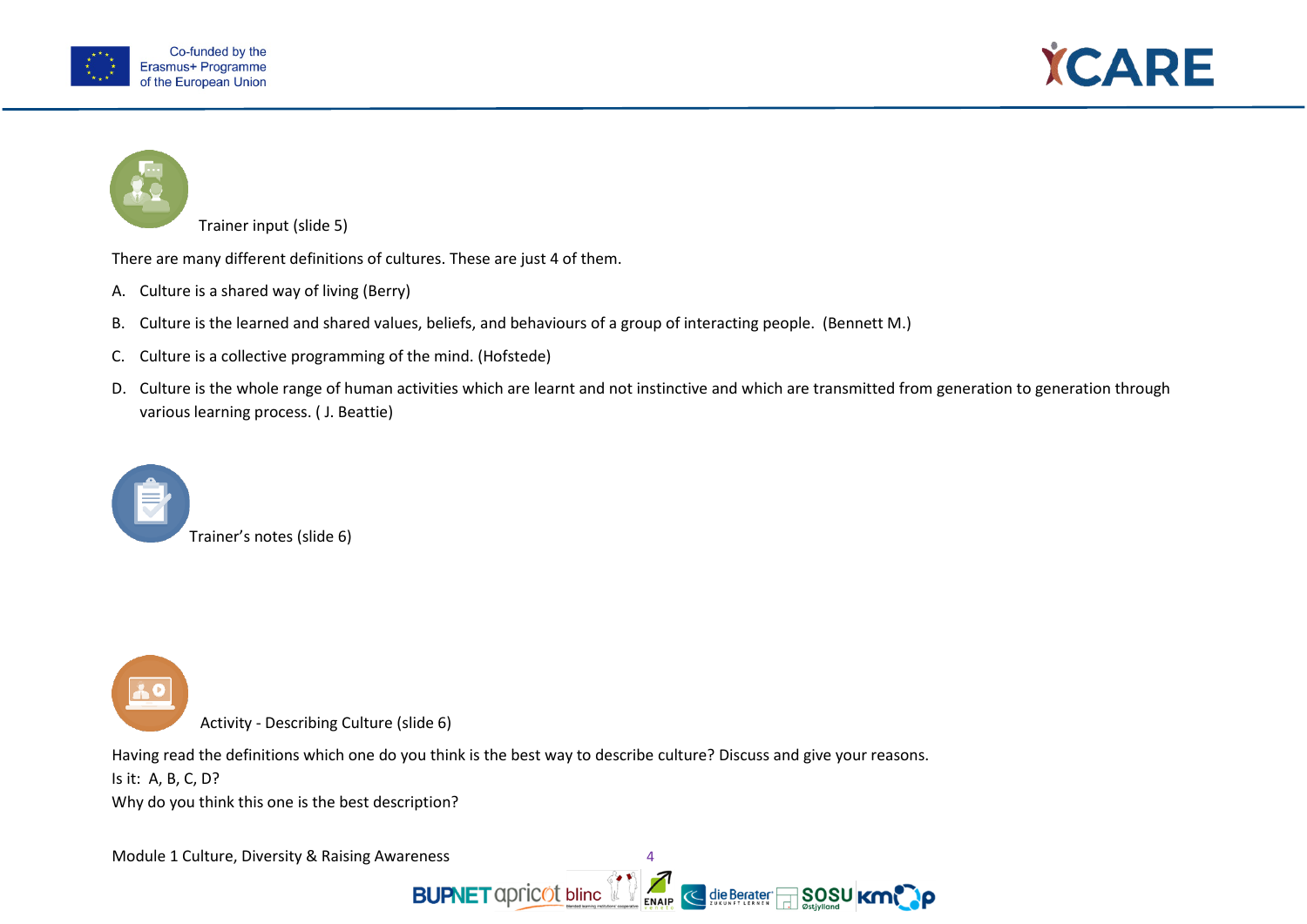Trainer input (slide 5)

There are many different definitions of cultures. These are just 4 of them.

A. Culture is a shared way of living (Berry)
B. Culture is the learned and shared values, beliefs, and behaviours of a group of interacting people. (Bennett M.)
C. Culture is a collective programming of the mind. (Hofstede)
D. Culture is the whole range of human activities which are learnt and not instinctive and which are transmitted from generation to generation through various learning process. ( J. Beattie)

Trainer's notes (slide 6)

Activity - Describing Culture (slide 6)

Having read the definitions which one do you think is the best way to describe culture? Discuss and give your reasons.
Is it: A, B, C, D?
Why do you think this one is the best description?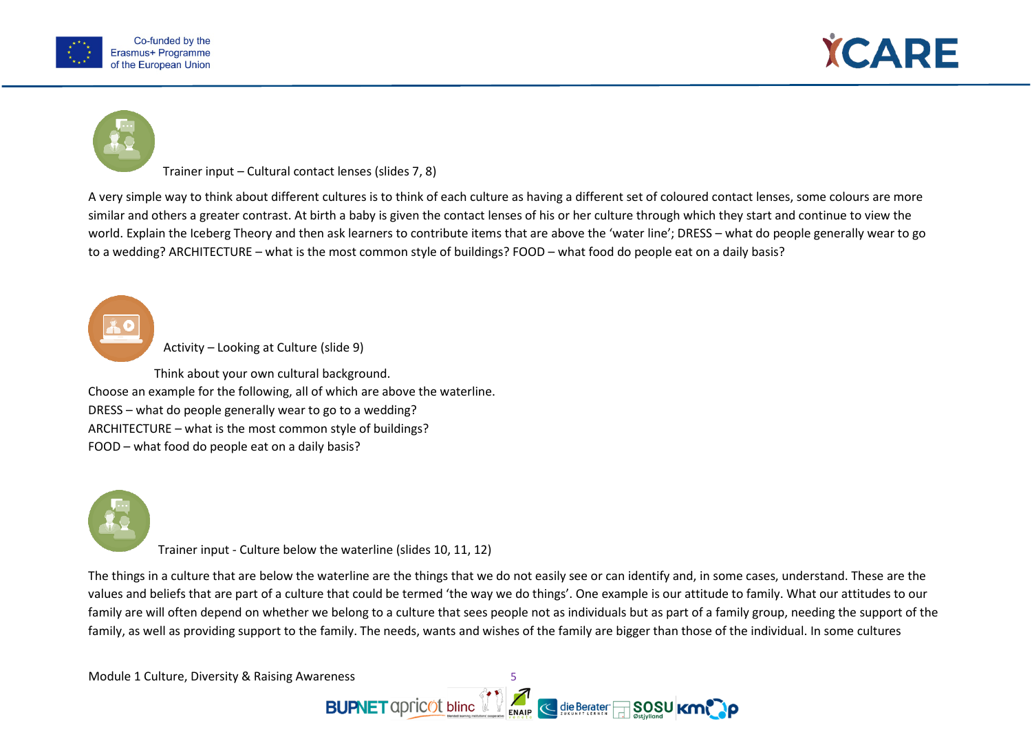### Trainer input – Cultural contact lenses (slides 7, 8)

A very simple way to think about different cultures is to think of each culture as having a different set of coloured contact lenses, some colours are more similar and others a greater contrast. At birth a baby is given the contact lenses of his or her culture through which they start and continue to view the world. Explain the Iceberg Theory and then ask learners to contribute items that are above the 'water line'; DRESS – what do people generally wear to go to a wedding? ARCHITECTURE – what is the most common style of buildings? FOOD – what food do people eat on a daily basis?

### Activity – Looking at Culture (slide 9)

Think about your own cultural background.
Choose an example for the following, all of which are above the waterline.
DRESS – what do people generally wear to go to a wedding?
ARCHITECTURE – what is the most common style of buildings?
FOOD – what food do people eat on a daily basis?

### Trainer input - Culture below the waterline (slides 10, 11, 12)

The things in a culture that are below the waterline are the things that we do not easily see or can identify and, in some cases, understand. These are the values and beliefs that are part of a culture that could be termed 'the way we do things'. One example is our attitude to family. What our attitudes to our family are will often depend on whether we belong to a culture that sees people not as individuals but as part of a family group, needing the support of the family, as well as providing support to the family. The needs, wants and wishes of the family are bigger than those of the individual. In some cultures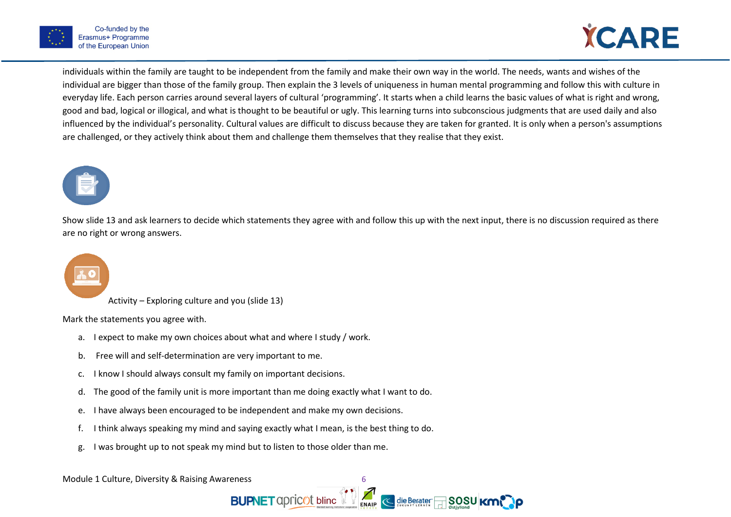individuals within the family are taught to be independent from the family and make their own way in the world. The needs, wants and wishes of the individual are bigger than those of the family group. Then explain the 3 levels of uniqueness in human mental programming and follow this with culture in everyday life. Each person carries around several layers of cultural 'programming'. It starts when a child learns the basic values of what is right and wrong, good and bad, logical or illogical, and what is thought to be beautiful or ugly. This learning turns into subconscious judgments that are used daily and also influenced by the individual's personality. Cultural values are difficult to discuss because they are taken for granted. It is only when a person's assumptions are challenged, or they actively think about them and challenge them themselves that they realise that they exist.

Show slide 13 and ask learners to decide which statements they agree with and follow this up with the next input, there is no discussion required as there are no right or wrong answers.

Activity – Exploring culture and you (slide 13)

Mark the statements you agree with.

a. I expect to make my own choices about what and where I study / work.
b. Free will and self-determination are very important to me.
c. I know I should always consult my family on important decisions.
d. The good of the family unit is more important than me doing exactly what I want to do.
e. I have always been encouraged to be independent and make my own decisions.
f. I think always speaking my mind and saying exactly what I mean, is the best thing to do.
g. I was brought up to not speak my mind but to listen to those older than me.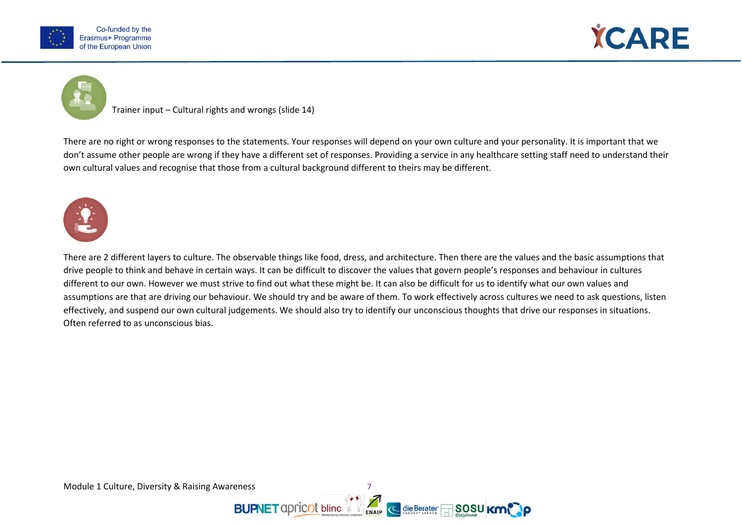Trainer input – Cultural rights and wrongs (slide 14)

There are no right or wrong responses to the statements. Your responses will depend on your own culture and your personality. It is important that we don't assume other people are wrong if they have a different set of responses. Providing a service in any healthcare setting staff need to understand their own cultural values and recognise that those from a cultural background different to theirs may be different.

There are 2 different layers to culture. The observable things like food, dress, and architecture. Then there are the values and the basic assumptions that drive people to think and behave in certain ways. It can be difficult to discover the values that govern people's responses and behaviour in cultures different to our own. However we must strive to find out what these might be. It can also be difficult for us to identify what our own values and assumptions are that are driving our behaviour. We should try and be aware of them. To work effectively across cultures we need to ask questions, listen effectively, and suspend our own cultural judgements. We should also try to identify our unconscious thoughts that drive our responses in situations. Often referred to as unconscious bias.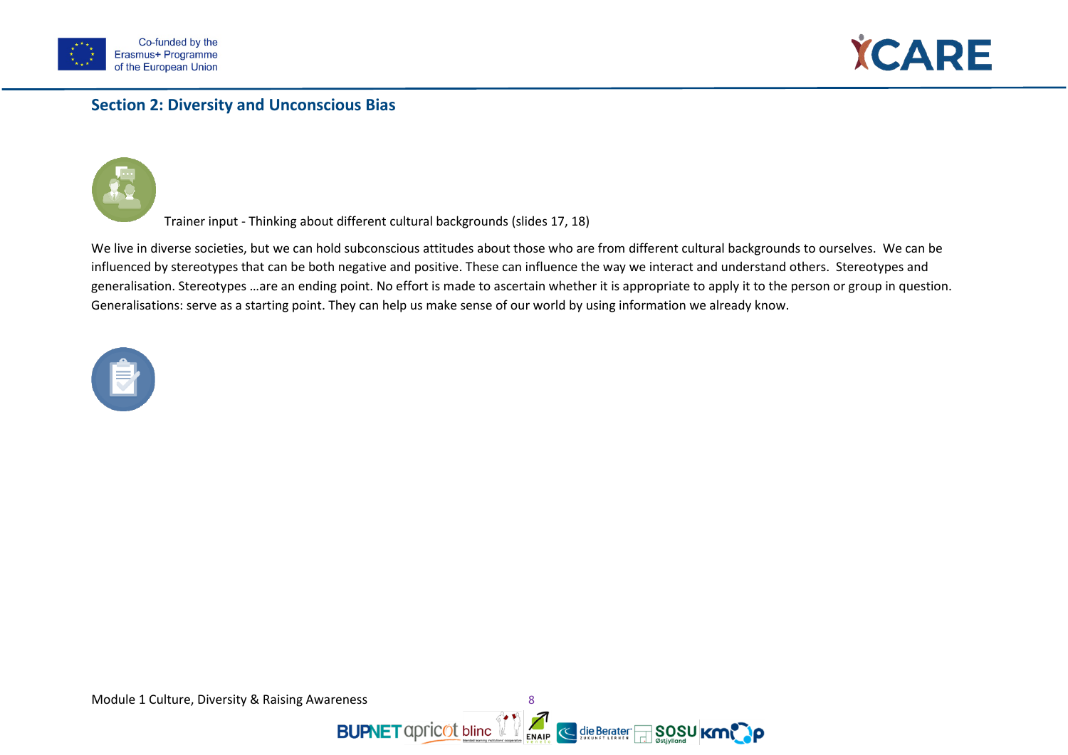## Section 2: Diversity and Unconscious Bias

Trainer input - Thinking about different cultural backgrounds (slides 17, 18)

We live in diverse societies, but we can hold subconscious attitudes about those who are from different cultural backgrounds to ourselves. We can be influenced by stereotypes that can be both negative and positive. These can influence the way we interact and understand others. Stereotypes and generalisation. Stereotypes …are an ending point. No effort is made to ascertain whether it is appropriate to apply it to the person or group in question. Generalisations: serve as a starting point. They can help us make sense of our world by using information we already know.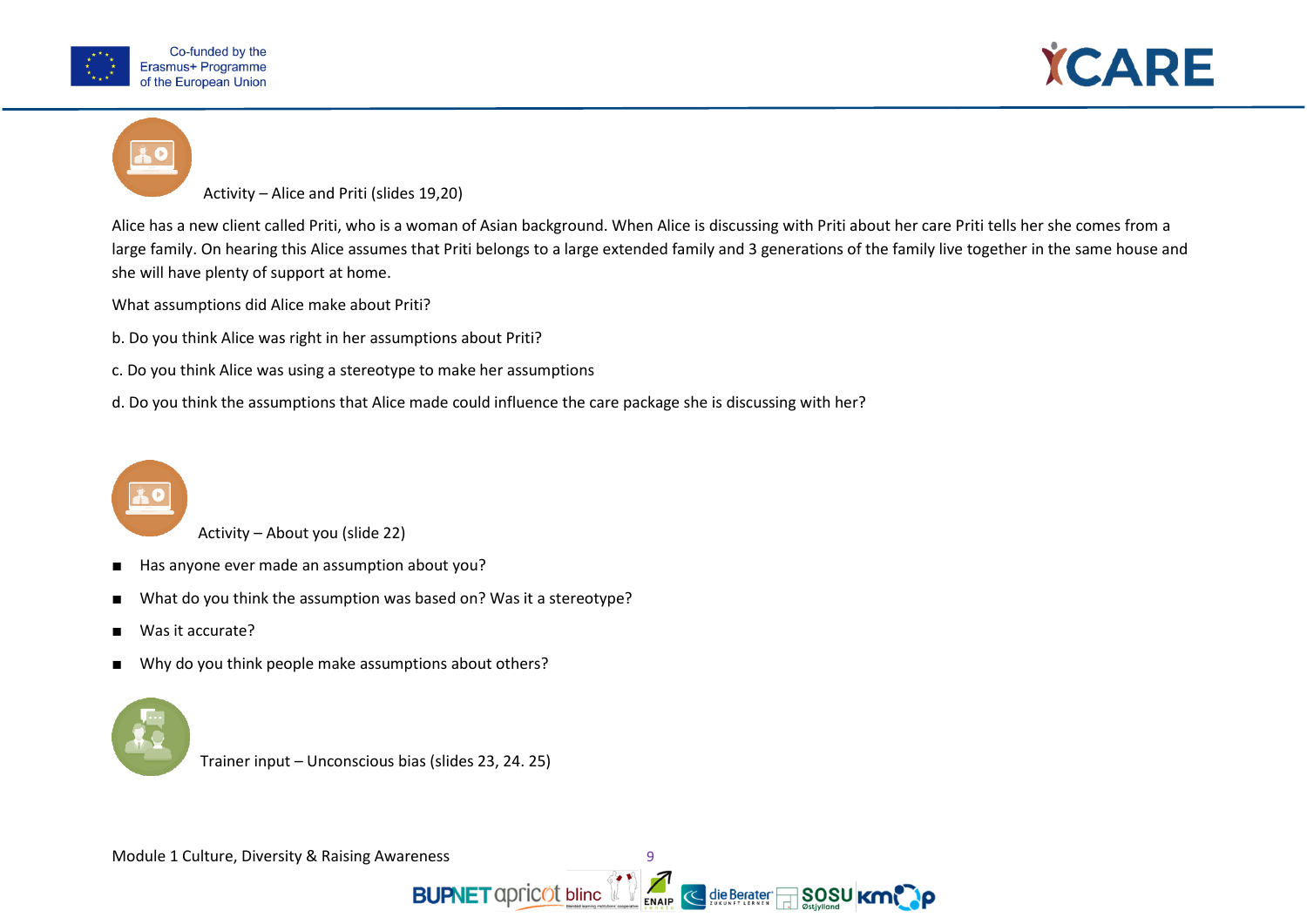Activity – Alice and Priti (slides 19,20)

Alice has a new client called Priti, who is a woman of Asian background. When Alice is discussing with Priti about her care Priti tells her she comes from a large family. On hearing this Alice assumes that Priti belongs to a large extended family and 3 generations of the family live together in the same house and she will have plenty of support at home.

What assumptions did Alice make about Priti?

b. Do you think Alice was right in her assumptions about Priti?

c. Do you think Alice was using a stereotype to make her assumptions

d. Do you think the assumptions that Alice made could influence the care package she is discussing with her?

Activity – About you (slide 22)

- Has anyone ever made an assumption about you?
- What do you think the assumption was based on? Was it a stereotype?
- Was it accurate?
- Why do you think people make assumptions about others?

Trainer input – Unconscious bias (slides 23, 24. 25)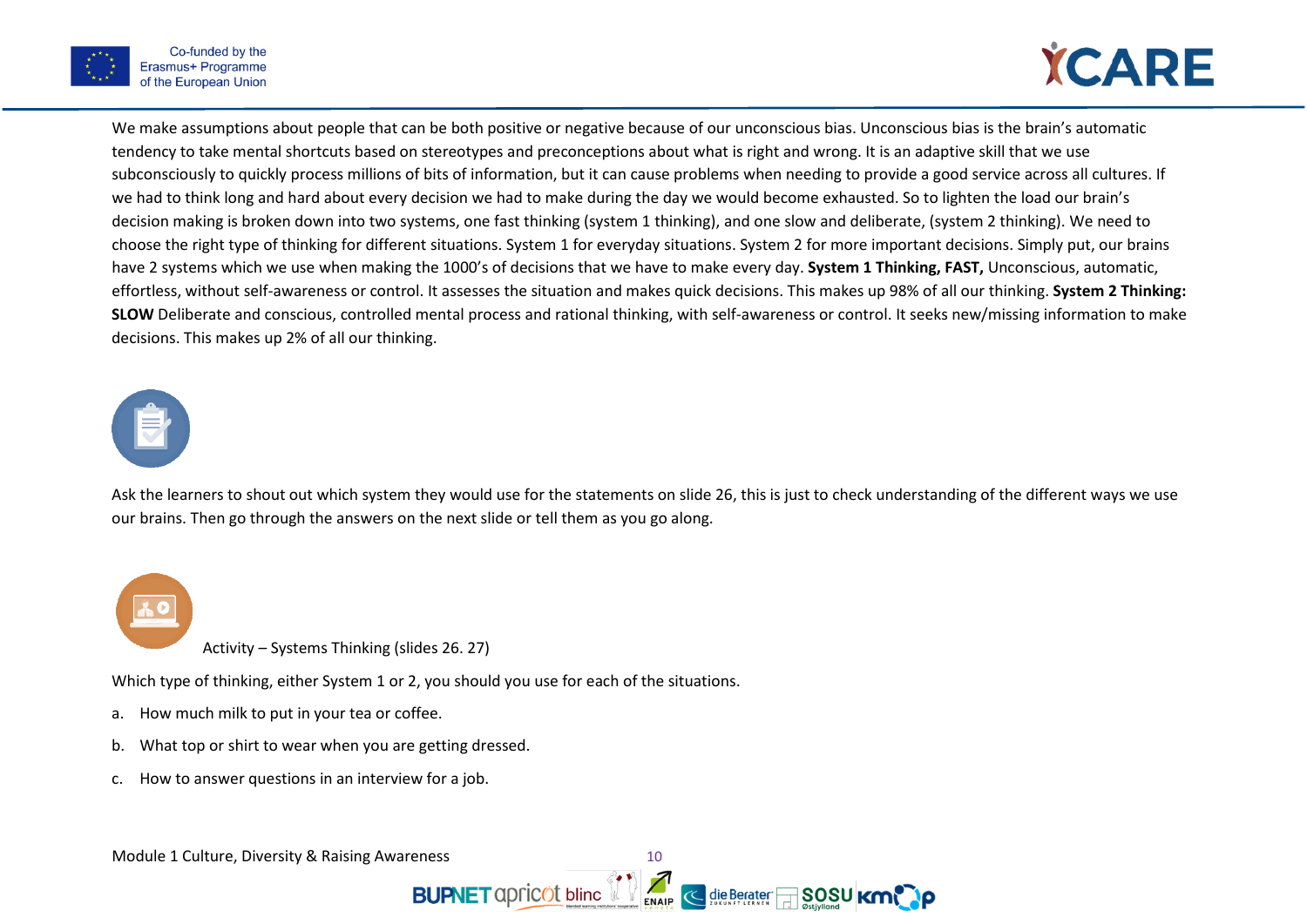We make assumptions about people that can be both positive or negative because of our unconscious bias. Unconscious bias is the brain's automatic tendency to take mental shortcuts based on stereotypes and preconceptions about what is right and wrong. It is an adaptive skill that we use subconsciously to quickly process millions of bits of information, but it can cause problems when needing to provide a good service across all cultures. If we had to think long and hard about every decision we had to make during the day we would become exhausted. So to lighten the load our brain's decision making is broken down into two systems, one fast thinking (system 1 thinking), and one slow and deliberate, (system 2 thinking). We need to choose the right type of thinking for different situations. System 1 for everyday situations. System 2 for more important decisions. Simply put, our brains have 2 systems which we use when making the 1000's of decisions that we have to make every day. **System 1 Thinking, FAST,** Unconscious, automatic, effortless, without self-awareness or control. It assesses the situation and makes quick decisions. This makes up 98% of all our thinking. **System 2 Thinking: SLOW** Deliberate and conscious, controlled mental process and rational thinking, with self-awareness or control. It seeks new/missing information to make decisions. This makes up 2% of all our thinking.

Ask the learners to shout out which system they would use for the statements on slide 26, this is just to check understanding of the different ways we use our brains. Then go through the answers on the next slide or tell them as you go along.

Activity – Systems Thinking (slides 26. 27)

Which type of thinking, either System 1 or 2, you should you use for each of the situations.

a. How much milk to put in your tea or coffee.

b. What top or shirt to wear when you are getting dressed.

c. How to answer questions in an interview for a job.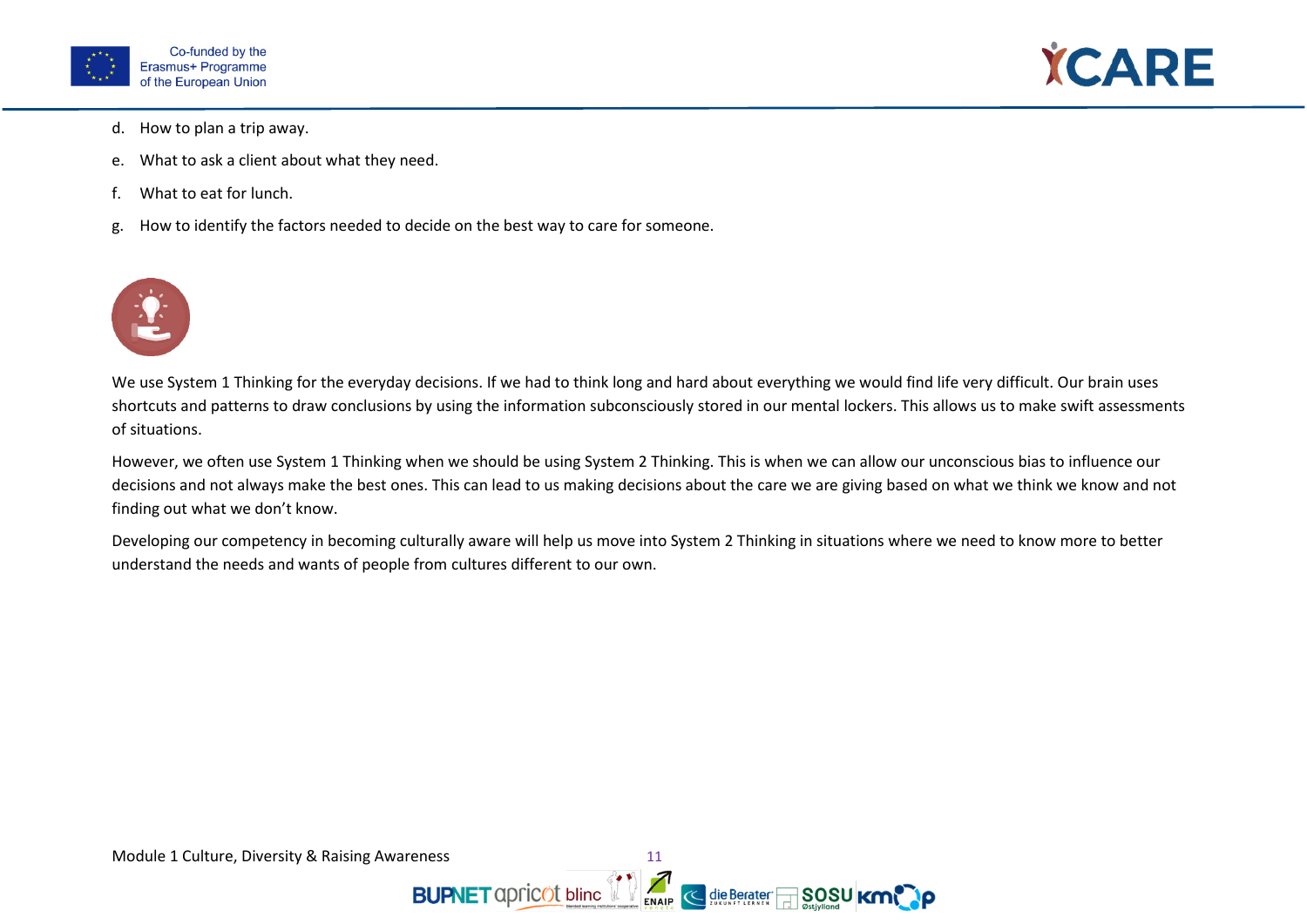d. How to plan a trip away.

e. What to ask a client about what they need.

f. What to eat for lunch.

g. How to identify the factors needed to decide on the best way to care for someone.

We use System 1 Thinking for the everyday decisions. If we had to think long and hard about everything we would find life very difficult. Our brain uses shortcuts and patterns to draw conclusions by using the information subconsciously stored in our mental lockers. This allows us to make swift assessments of situations.

However, we often use System 1 Thinking when we should be using System 2 Thinking. This is when we can allow our unconscious bias to influence our decisions and not always make the best ones. This can lead to us making decisions about the care we are giving based on what we think we know and not finding out what we don't know.

Developing our competency in becoming culturally aware will help us move into System 2 Thinking in situations where we need to know more to better understand the needs and wants of people from cultures different to our own.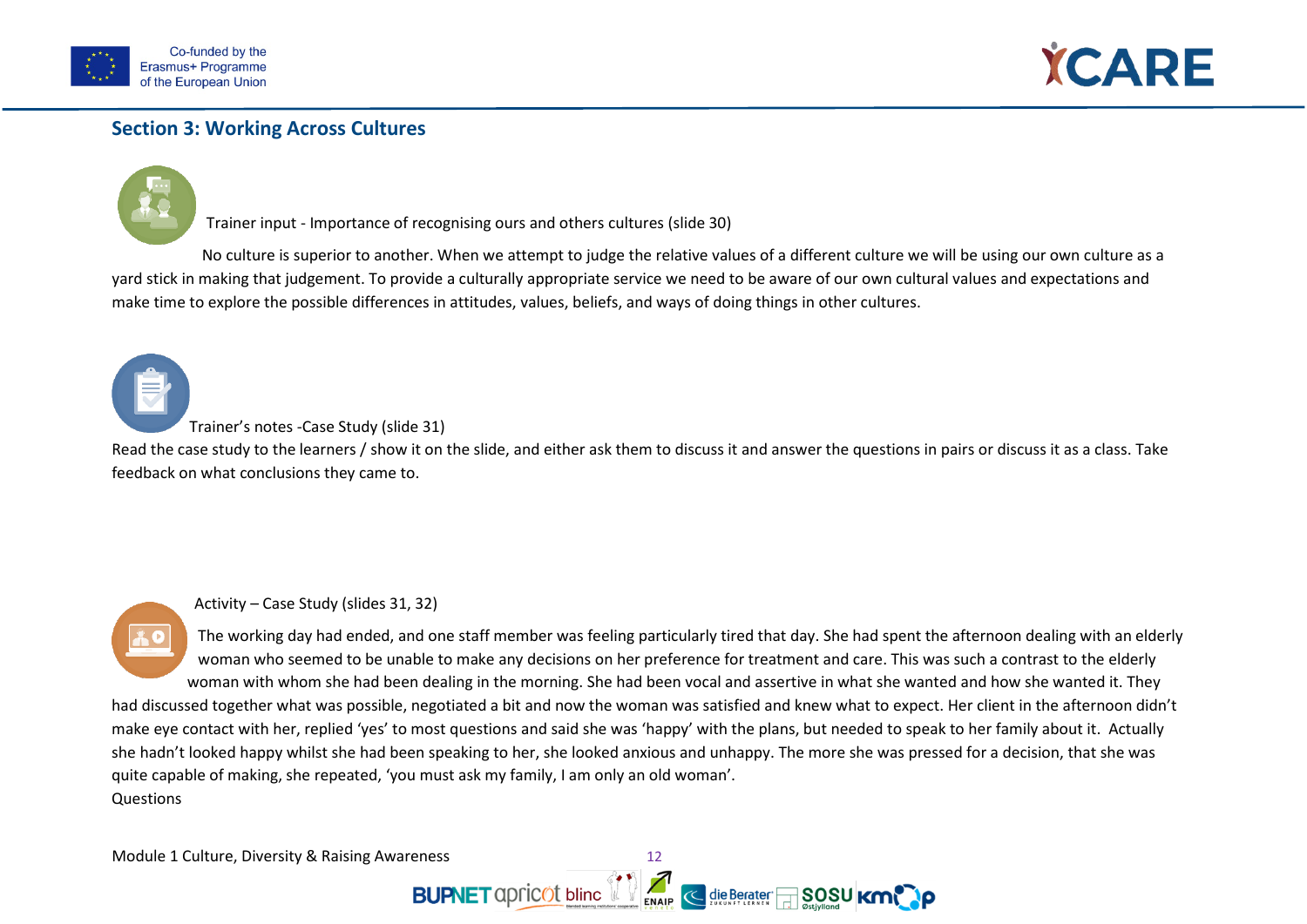## Section 3: Working Across Cultures

Trainer input - Importance of recognising ours and others cultures (slide 30)

No culture is superior to another. When we attempt to judge the relative values of a different culture we will be using our own culture as a yard stick in making that judgement. To provide a culturally appropriate service we need to be aware of our own cultural values and expectations and make time to explore the possible differences in attitudes, values, beliefs, and ways of doing things in other cultures.

Trainer's notes -Case Study (slide 31)

Read the case study to the learners / show it on the slide, and either ask them to discuss it and answer the questions in pairs or discuss it as a class. Take feedback on what conclusions they came to.

Activity – Case Study (slides 31, 32)

The working day had ended, and one staff member was feeling particularly tired that day. She had spent the afternoon dealing with an elderly woman who seemed to be unable to make any decisions on her preference for treatment and care. This was such a contrast to the elderly woman with whom she had been dealing in the morning. She had been vocal and assertive in what she wanted and how she wanted it. They had discussed together what was possible, negotiated a bit and now the woman was satisfied and knew what to expect. Her client in the afternoon didn't make eye contact with her, replied 'yes' to most questions and said she was 'happy' with the plans, but needed to speak to her family about it. Actually she hadn't looked happy whilst she had been speaking to her, she looked anxious and unhappy. The more she was pressed for a decision, that she was quite capable of making, she repeated, 'you must ask my family, I am only an old woman'.

Questions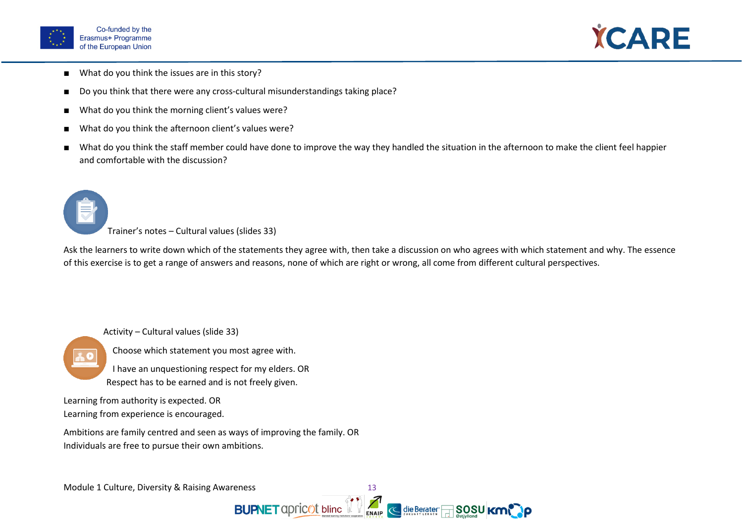- What do you think the issues are in this story?
- Do you think that there were any cross-cultural misunderstandings taking place?
- What do you think the morning client's values were?
- What do you think the afternoon client's values were?
- What do you think the staff member could have done to improve the way they handled the situation in the afternoon to make the client feel happier and comfortable with the discussion?

Trainer's notes – Cultural values (slides 33)

Ask the learners to write down which of the statements they agree with, then take a discussion on who agrees with which statement and why. The essence of this exercise is to get a range of answers and reasons, none of which are right or wrong, all come from different cultural perspectives.

Activity – Cultural values (slide 33)

Choose which statement you most agree with.

I have an unquestioning respect for my elders. OR
Respect has to be earned and is not freely given.

Learning from authority is expected. OR
Learning from experience is encouraged.

Ambitions are family centred and seen as ways of improving the family. OR
Individuals are free to pursue their own ambitions.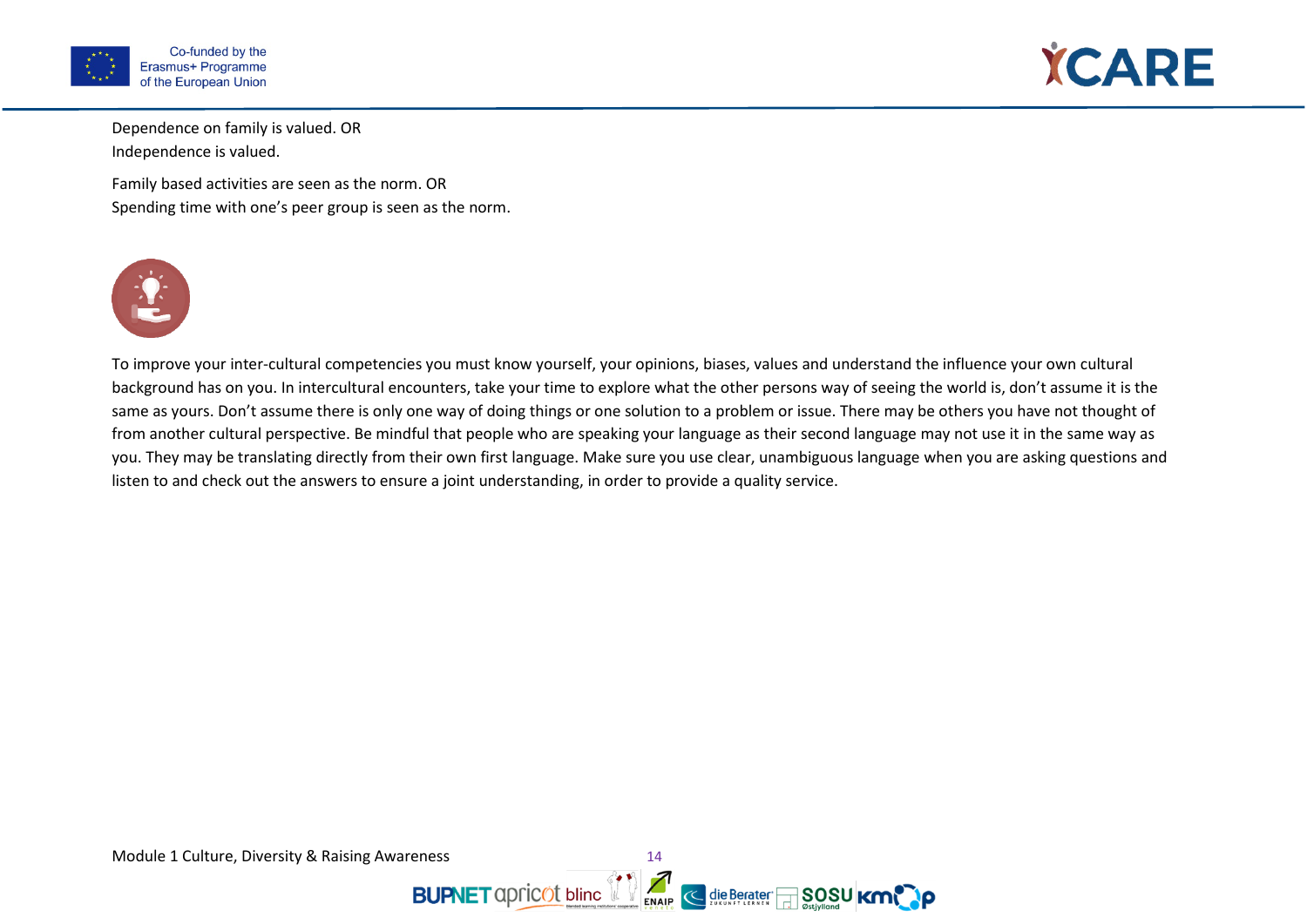Dependence on family is valued. OR
Independence is valued.

Family based activities are seen as the norm. OR
Spending time with one's peer group is seen as the norm.

To improve your inter-cultural competencies you must know yourself, your opinions, biases, values and understand the influence your own cultural background has on you. In intercultural encounters, take your time to explore what the other persons way of seeing the world is, don't assume it is the same as yours. Don't assume there is only one way of doing things or one solution to a problem or issue. There may be others you have not thought of from another cultural perspective. Be mindful that people who are speaking your language as their second language may not use it in the same way as you. They may be translating directly from their own first language. Make sure you use clear, unambiguous language when you are asking questions and listen to and check out the answers to ensure a joint understanding, in order to provide a quality service.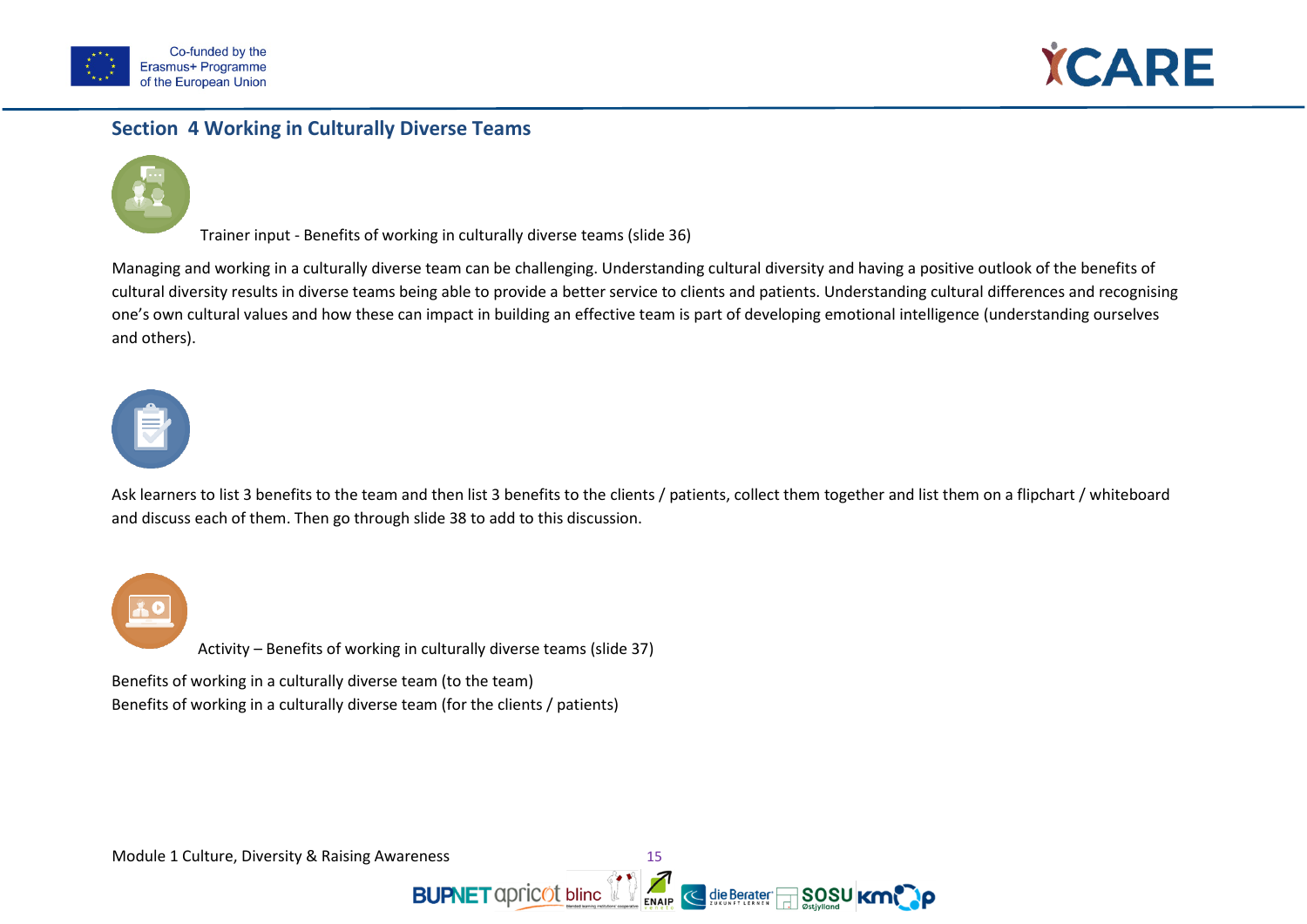## Section 4 Working in Culturally Diverse Teams

Trainer input - Benefits of working in culturally diverse teams (slide 36)

Managing and working in a culturally diverse team can be challenging. Understanding cultural diversity and having a positive outlook of the benefits of cultural diversity results in diverse teams being able to provide a better service to clients and patients. Understanding cultural differences and recognising one's own cultural values and how these can impact in building an effective team is part of developing emotional intelligence (understanding ourselves and others).

Ask learners to list 3 benefits to the team and then list 3 benefits to the clients / patients, collect them together and list them on a flipchart / whiteboard and discuss each of them. Then go through slide 38 to add to this discussion.

Activity – Benefits of working in culturally diverse teams (slide 37)

Benefits of working in a culturally diverse team (to the team)
Benefits of working in a culturally diverse team (for the clients / patients)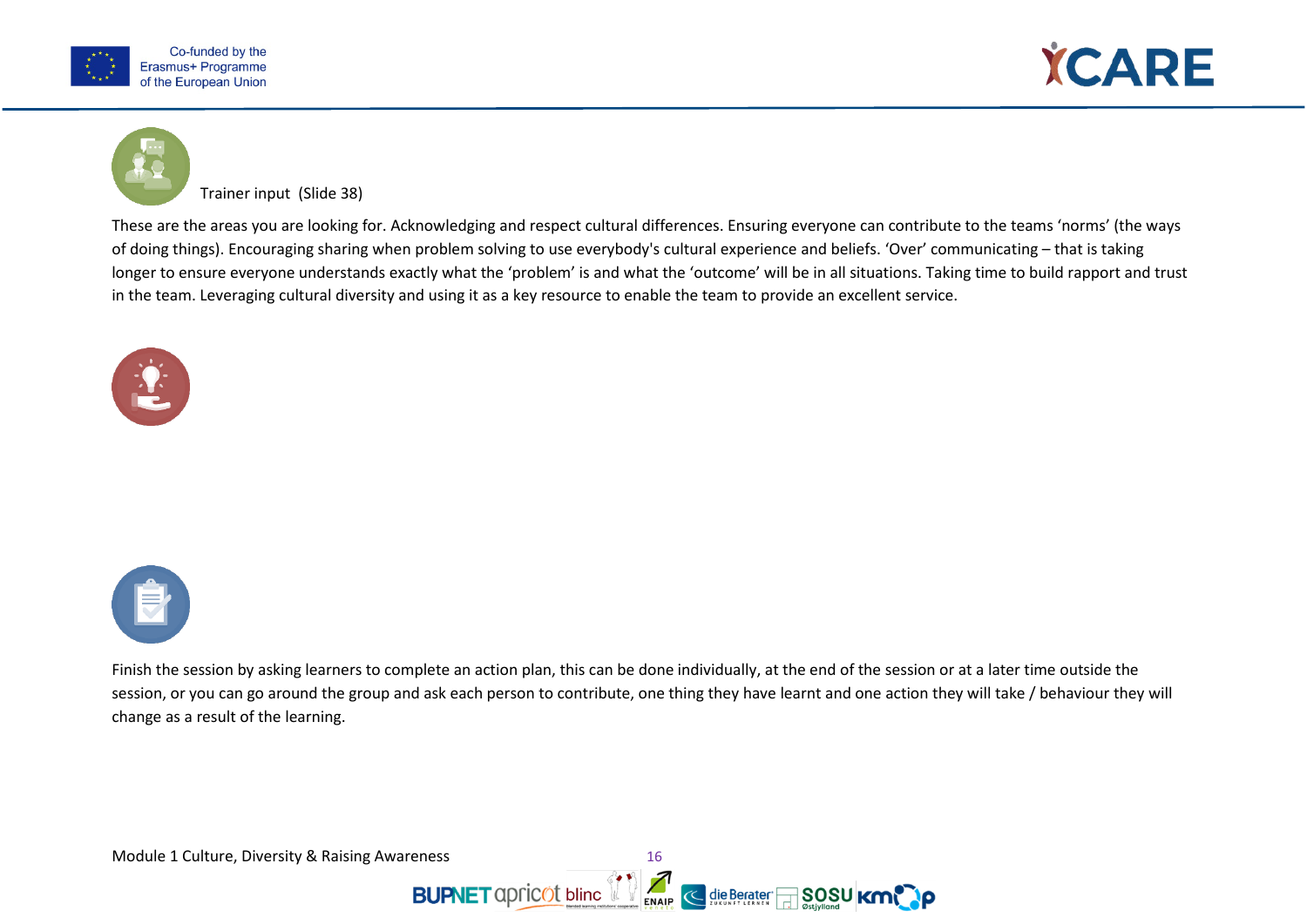Trainer input (Slide 38)

These are the areas you are looking for. Acknowledging and respect cultural differences. Ensuring everyone can contribute to the teams 'norms' (the ways of doing things). Encouraging sharing when problem solving to use everybody's cultural experience and beliefs. 'Over' communicating – that is taking longer to ensure everyone understands exactly what the 'problem' is and what the 'outcome' will be in all situations. Taking time to build rapport and trust in the team. Leveraging cultural diversity and using it as a key resource to enable the team to provide an excellent service.

Finish the session by asking learners to complete an action plan, this can be done individually, at the end of the session or at a later time outside the session, or you can go around the group and ask each person to contribute, one thing they have learnt and one action they will take / behaviour they will change as a result of the learning.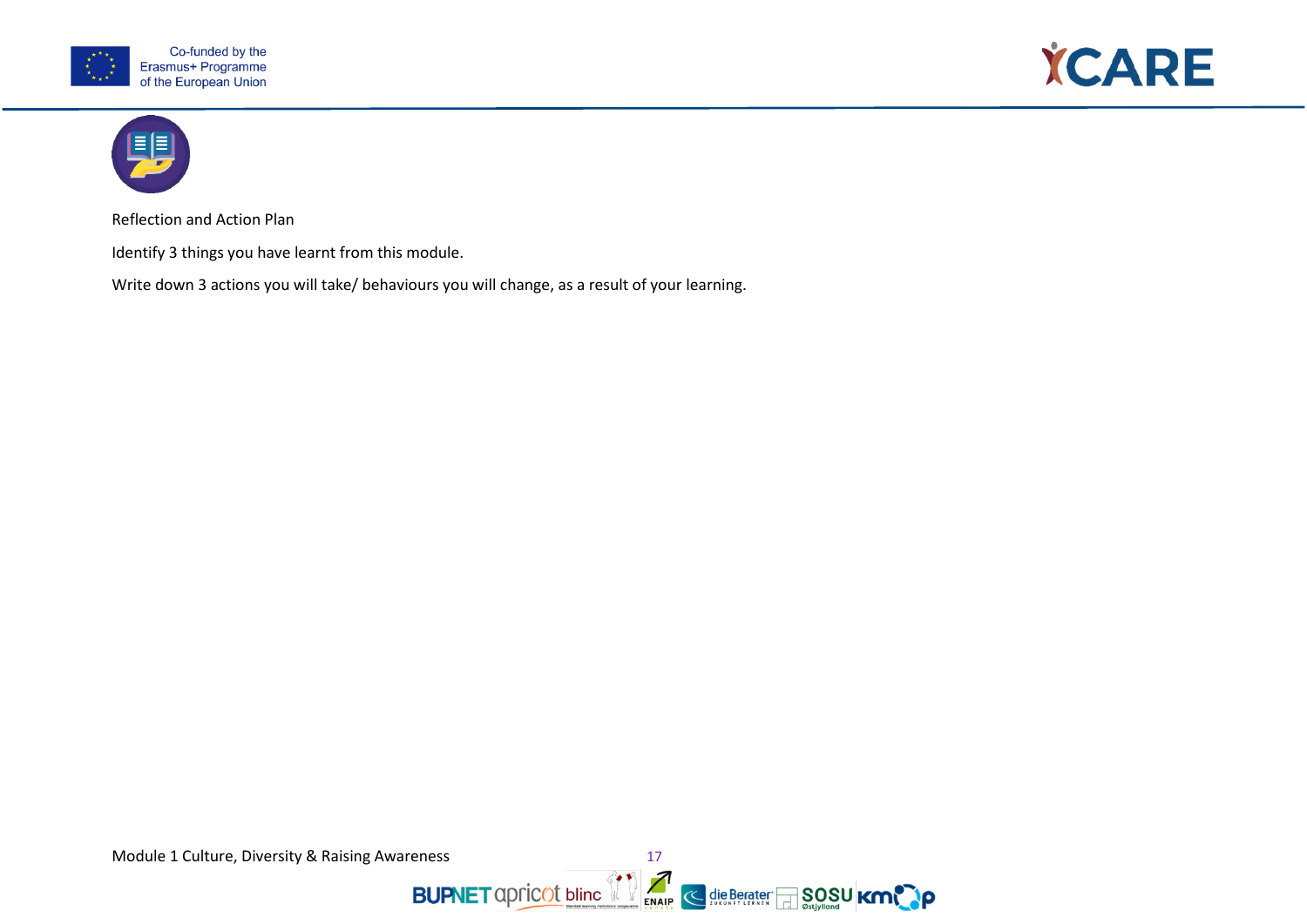Reflection and Action Plan

Identify 3 things you have learnt from this module.

Write down 3 actions you will take/ behaviours you will change, as a result of your learning.